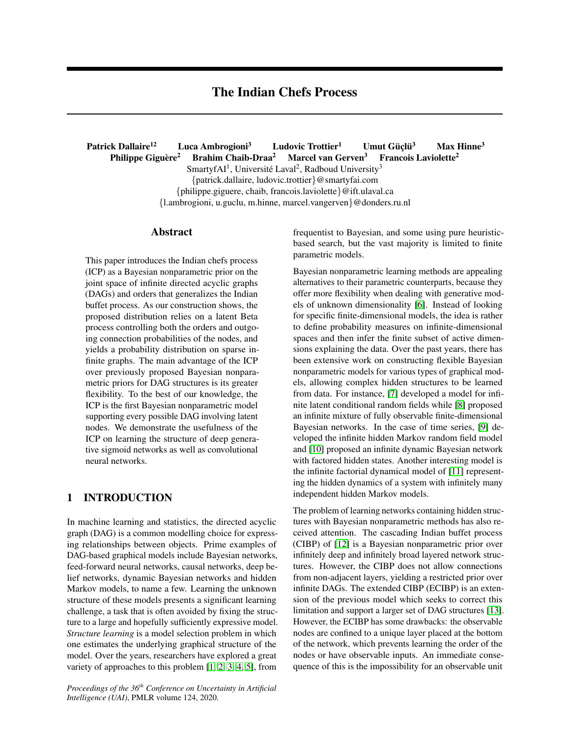# The Indian Chefs Process

**Patrick Dallaire**[1,2] **Luca Ambrogioni**[3] **Ludovic Trottier**[1] **Umut Güçlü**[3] **Max Hinne**[3]
**Philippe Giguère**[2] **Brahim Chaib-Draa**[2] **Marcel van Gerven**[3] **Francois Laviolette**[2]

SmartyfAI[1], Université Laval[2], Radboud University[3]
{patrick.dallaire, ludovic.trottier}@smartyfai.com
{philippe.giguere, chaib, francois.laviolette}@ift.ulaval.ca
{l.ambrogioni, u.guclu, m.hinne, marcel.vangerven}@donders.ru.nl

## Abstract

This paper introduces the Indian chefs process (ICP) as a Bayesian nonparametric prior on the joint space of infinite directed acyclic graphs (DAGs) and orders that generalizes the Indian buffet process. As our construction shows, the proposed distribution relies on a latent Beta process controlling both the orders and outgoing connection probabilities of the nodes, and yields a probability distribution on sparse infinite graphs. The main advantage of the ICP over previously proposed Bayesian nonparametric priors for DAG structures is its greater flexibility. To the best of our knowledge, the ICP is the first Bayesian nonparametric model supporting every possible DAG involving latent nodes. We demonstrate the usefulness of the ICP on learning the structure of deep generative sigmoid networks as well as convolutional neural networks.

## 1 INTRODUCTION

In machine learning and statistics, the directed acyclic graph (DAG) is a common modelling choice for expressing relationships between objects. Prime examples of DAG-based graphical models include Bayesian networks, feed-forward neural networks, causal networks, deep belief networks, dynamic Bayesian networks and hidden Markov models, to name a few. Learning the unknown structure of these models presents a significant learning challenge, a task that is often avoided by fixing the structure to a large and hopefully sufficiently expressive model. *Structure learning* is a model selection problem in which one estimates the underlying graphical structure of the model. Over the years, researchers have explored a great variety of approaches to this problem [1, 2, 3, 4, 5], from frequentist to Bayesian, and some using pure heuristic-based search, but the vast majority is limited to finite parametric models.

Bayesian nonparametric learning methods are appealing alternatives to their parametric counterparts, because they offer more flexibility when dealing with generative models of unknown dimensionality [6]. Instead of looking for specific finite-dimensional models, the idea is rather to define probability measures on infinite-dimensional spaces and then infer the finite subset of active dimensions explaining the data. Over the past years, there has been extensive work on constructing flexible Bayesian nonparametric models for various types of graphical models, allowing complex hidden structures to be learned from data. For instance, [7] developed a model for infinite latent conditional random fields while [8] proposed an infinite mixture of fully observable finite-dimensional Bayesian networks. In the case of time series, [9] developed the infinite hidden Markov random field model and [10] proposed an infinite dynamic Bayesian network with factored hidden states. Another interesting model is the infinite factorial dynamical model of [11] representing the hidden dynamics of a system with infinitely many independent hidden Markov models.

The problem of learning networks containing hidden structures with Bayesian nonparametric methods has also received attention. The cascading Indian buffet process (CIBP) of [12] is a Bayesian nonparametric prior over infinitely deep and infinitely broad layered network structures. However, the CIBP does not allow connections from non-adjacent layers, yielding a restricted prior over infinite DAGs. The extended CIBP (ECIBP) is an extension of the previous model which seeks to correct this limitation and support a larger set of DAG structures [13]. However, the ECIBP has some drawbacks: the observable nodes are confined to a unique layer placed at the bottom of the network, which prevents learning the order of the nodes or have observable inputs. An immediate consequence of this is the impossibility for an observable unit

*Proceedings of the 36th Conference on Uncertainty in Artificial Intelligence (UAI)*, PMLR volume 124, 2020.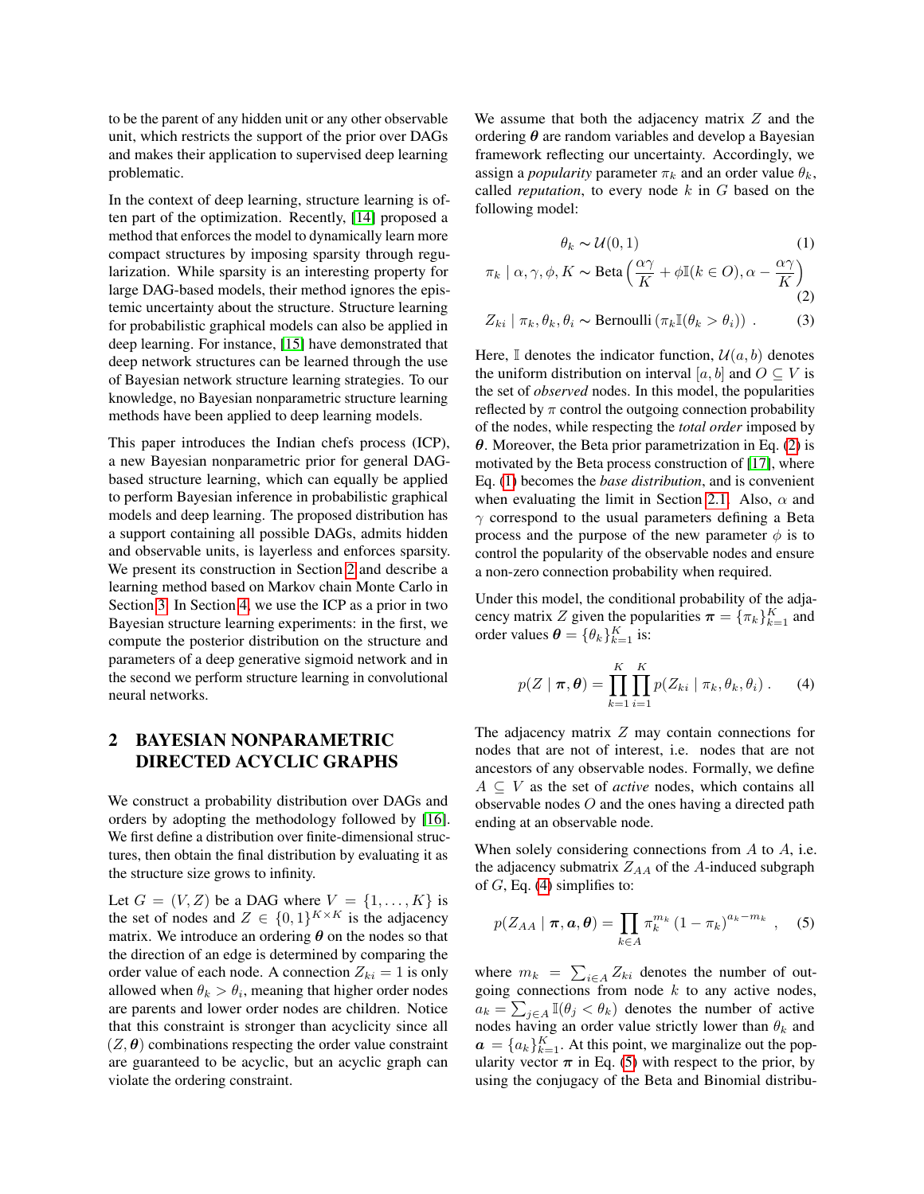to be the parent of any hidden unit or any other observable unit, which restricts the support of the prior over DAGs and makes their application to supervised deep learning problematic.

In the context of deep learning, structure learning is often part of the optimization. Recently, [14] proposed a method that enforces the model to dynamically learn more compact structures by imposing sparsity through regularization. While sparsity is an interesting property for large DAG-based models, their method ignores the epistemic uncertainty about the structure. Structure learning for probabilistic graphical models can also be applied in deep learning. For instance, [15] have demonstrated that deep network structures can be learned through the use of Bayesian network structure learning strategies. To our knowledge, no Bayesian nonparametric structure learning methods have been applied to deep learning models.

This paper introduces the Indian chefs process (ICP), a new Bayesian nonparametric prior for general DAG-based structure learning, which can equally be applied to perform Bayesian inference in probabilistic graphical models and deep learning. The proposed distribution has a support containing all possible DAGs, admits hidden and observable units, is layerless and enforces sparsity. We present its construction in Section 2 and describe a learning method based on Markov chain Monte Carlo in Section 3. In Section 4, we use the ICP as a prior in two Bayesian structure learning experiments: in the first, we compute the posterior distribution on the structure and parameters of a deep generative sigmoid network and in the second we perform structure learning in convolutional neural networks.

## 2 BAYESIAN NONPARAMETRIC DIRECTED ACYCLIC GRAPHS

We construct a probability distribution over DAGs and orders by adopting the methodology followed by [16]. We first define a distribution over finite-dimensional structures, then obtain the final distribution by evaluating it as the structure size grows to infinity.

Let $G = (V, Z)$ be a DAG where $V = \{1, \ldots, K\}$ is the set of nodes and $Z \in \{0, 1\}^{K \times K}$ is the adjacency matrix. We introduce an ordering $\boldsymbol{\theta}$ on the nodes so that the direction of an edge is determined by comparing the order value of each node. A connection $Z_{ki} = 1$ is only allowed when $\theta_k > \theta_i$, meaning that higher order nodes are parents and lower order nodes are children. Notice that this constraint is stronger than acyclicity since all $(Z, \boldsymbol{\theta})$ combinations respecting the order value constraint are guaranteed to be acyclic, but an acyclic graph can violate the ordering constraint.

We assume that both the adjacency matrix $Z$ and the ordering $\boldsymbol{\theta}$ are random variables and develop a Bayesian framework reflecting our uncertainty. Accordingly, we assign a *popularity* parameter $\pi_k$ and an order value $\theta_k$, called *reputation*, to every node $k$ in $G$ based on the following model:

$$\theta_k \sim \mathcal{U}(0, 1) \tag{1}$$

$$\pi_k \mid \alpha, \gamma, \phi, K \sim \text{Beta}\left(\frac{\alpha\gamma}{K} + \phi\mathbb{I}(k \in O), \alpha - \frac{\alpha\gamma}{K}\right) \tag{2}$$

$$Z_{ki} \mid \pi_k, \theta_k, \theta_i \sim \text{Bernoulli}\left(\pi_k \mathbb{I}(\theta_k > \theta_i)\right) \; . \tag{3}$$

Here, $\mathbb{I}$ denotes the indicator function, $\mathcal{U}(a, b)$ denotes the uniform distribution on interval $[a, b]$ and $O \subseteq V$ is the set of *observed* nodes. In this model, the popularities reflected by $\pi$ control the outgoing connection probability of the nodes, while respecting the *total order* imposed by $\boldsymbol{\theta}$. Moreover, the Beta prior parametrization in Eq. (2) is motivated by the Beta process construction of [17], where Eq. (1) becomes the *base distribution*, and is convenient when evaluating the limit in Section 2.1. Also, $\alpha$ and $\gamma$ correspond to the usual parameters defining a Beta process and the purpose of the new parameter $\phi$ is to control the popularity of the observable nodes and ensure a non-zero connection probability when required.

Under this model, the conditional probability of the adjacency matrix $Z$ given the popularities $\boldsymbol{\pi} = \{\pi_k\}_{k=1}^K$ and order values $\boldsymbol{\theta} = \{\theta_k\}_{k=1}^K$ is:

$$p(Z \mid \boldsymbol{\pi}, \boldsymbol{\theta}) = \prod_{k=1}^{K} \prod_{i=1}^{K} p(Z_{ki} \mid \pi_k, \theta_k, \theta_i) \; . \tag{4}$$

The adjacency matrix $Z$ may contain connections for nodes that are not of interest, i.e. nodes that are not ancestors of any observable nodes. Formally, we define $A \subseteq V$ as the set of *active* nodes, which contains all observable nodes $O$ and the ones having a directed path ending at an observable node.

When solely considering connections from $A$ to $A$, i.e. the adjacency submatrix $Z_{AA}$ of the $A$-induced subgraph of $G$, Eq. (4) simplifies to:

$$p(Z_{AA} \mid \boldsymbol{\pi}, \boldsymbol{a}, \boldsymbol{\theta}) = \prod_{k \in A} \pi_k^{m_k} \left(1 - \pi_k\right)^{a_k - m_k} \quad , \tag{5}$$

where $m_k = \sum_{i \in A} Z_{ki}$ denotes the number of outgoing connections from node $k$ to any active nodes, $a_k = \sum_{j \in A} \mathbb{I}(\theta_j < \theta_k)$ denotes the number of active nodes having an order value strictly lower than $\theta_k$ and $\boldsymbol{a} = \{a_k\}_{k=1}^K$. At this point, we marginalize out the popularity vector $\boldsymbol{\pi}$ in Eq. (5) with respect to the prior, by using the conjugacy of the Beta and Binomial distribu-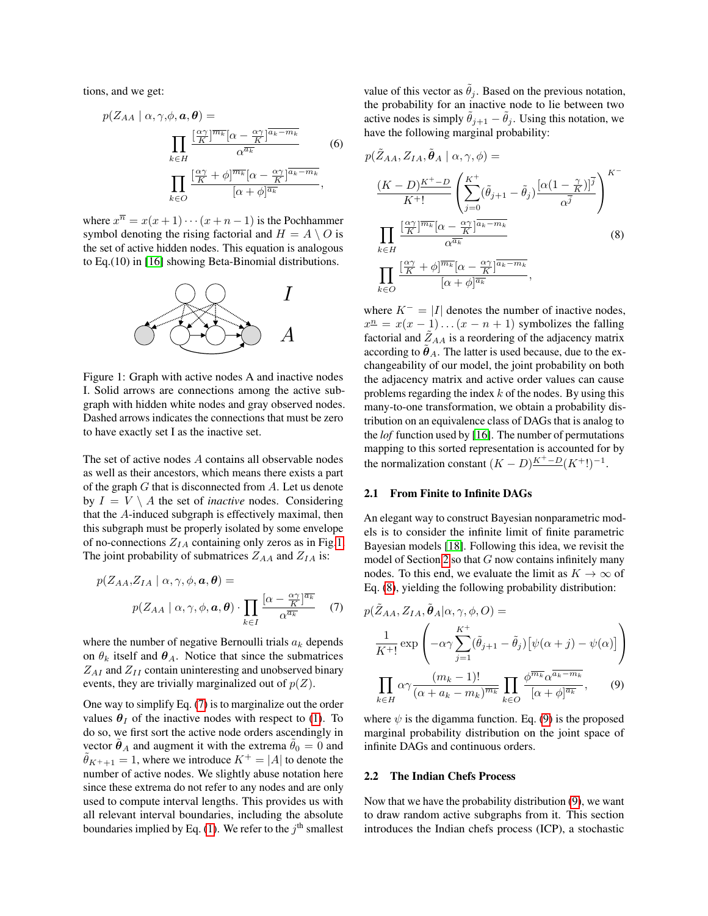tions, and we get:

$$
p(Z_{AA} \mid \alpha, \gamma, \phi, \boldsymbol{a}, \boldsymbol{\theta}) = \prod_{k \in H} \frac{[\frac{\alpha\gamma}{K}]^{\overline{m_k}} [\alpha - \frac{\alpha\gamma}{K}]^{\overline{a_k - m_k}}}{\alpha^{\overline{a_k}}} \prod_{k \in O} \frac{[\frac{\alpha\gamma}{K} + \phi]^{\overline{m_k}} [\alpha - \frac{\alpha\gamma}{K}]^{\overline{a_k - m_k}}}{[\alpha + \phi]^{\overline{a_k}}}, \tag{6}
$$

where $x^{\overline{n}} = x(x+1)\cdots(x+n-1)$ is the Pochhammer symbol denoting the rising factorial and $H = A \setminus O$ is the set of active hidden nodes. This equation is analogous to Eq.(10) in [16] showing Beta-Binomial distributions.

Figure 1: Graph with active nodes A and inactive nodes I. Solid arrows are connections among the active subgraph with hidden white nodes and gray observed nodes. Dashed arrows indicates the connections that must be zero to have exactly set I as the inactive set.

The set of active nodes $A$ contains all observable nodes as well as their ancestors, which means there exists a part of the graph $G$ that is disconnected from $A$. Let us denote by $I = V \setminus A$ the set of *inactive* nodes. Considering that the $A$-induced subgraph is effectively maximal, then this subgraph must be properly isolated by some envelope of no-connections $Z_{IA}$ containing only zeros as in Fig.1. The joint probability of submatrices $Z_{AA}$ and $Z_{IA}$ is:

$$
p(Z_{AA}, Z_{IA} \mid \alpha, \gamma, \phi, \boldsymbol{a}, \boldsymbol{\theta}) = p(Z_{AA} \mid \alpha, \gamma, \phi, \boldsymbol{a}, \boldsymbol{\theta}) \cdot \prod_{k \in I} \frac{[\alpha - \frac{\alpha\gamma}{K}]^{\overline{a_k}}}{\alpha^{\overline{a_k}}} \tag{7}
$$

where the number of negative Bernoulli trials $a_k$ depends on $\theta_k$ itself and $\boldsymbol{\theta}_A$. Notice that since the submatrices $Z_{AI}$ and $Z_{II}$ contain uninteresting and unobserved binary events, they are trivially marginalized out of $p(Z)$.

One way to simplify Eq. (7) is to marginalize out the order values $\boldsymbol{\theta}_I$ of the inactive nodes with respect to (1). To do so, we first sort the active node orders ascendingly in vector $\tilde{\boldsymbol{\theta}}_A$ and augment it with the extrema $\tilde{\theta}_0 = 0$ and $\tilde{\theta}_{K^++1} = 1$, where we introduce $K^+ = |A|$ to denote the number of active nodes. We slightly abuse notation here since these extrema do not refer to any nodes and are only used to compute interval lengths. This provides us with all relevant interval boundaries, including the absolute boundaries implied by Eq. (1). We refer to the $j^{\text{th}}$ smallest value of this vector as $\tilde{\theta}_j$. Based on the previous notation, the probability for an inactive node to lie between two active nodes is simply $\tilde{\theta}_{j+1} - \tilde{\theta}_j$. Using this notation, we have the following marginal probability:

$$
p(\tilde{Z}_{AA}, Z_{IA}, \tilde{\boldsymbol{\theta}}_A \mid \alpha, \gamma, \phi) = \frac{(K-D)^{\underline{K^+ - D}}}{K^+!} \left( \sum_{j=0}^{K^+} (\tilde{\theta}_{j+1} - \tilde{\theta}_j) \frac{[\alpha(1 - \frac{\gamma}{K})]^{\overline{j}}}{\alpha^{\overline{j}}} \right)^{K^-} \prod_{k \in H} \frac{[\frac{\alpha\gamma}{K}]^{\overline{m_k}} [\alpha - \frac{\alpha\gamma}{K}]^{\overline{a_k - m_k}}}{\alpha^{\overline{a_k}}} \prod_{k \in O} \frac{[\frac{\alpha\gamma}{K} + \phi]^{\overline{m_k}} [\alpha - \frac{\alpha\gamma}{K}]^{\overline{a_k - m_k}}}{[\alpha + \phi]^{\overline{a_k}}}, \tag{8}
$$

where $K^- = |I|$ denotes the number of inactive nodes, $x^{\underline{n}} = x(x-1)\ldots(x-n+1)$ symbolizes the falling factorial and $\tilde{Z}_{AA}$ is a reordering of the adjacency matrix according to $\tilde{\boldsymbol{\theta}}_A$. The latter is used because, due to the exchangeability of our model, the joint probability on both the adjacency matrix and active order values can cause problems regarding the index $k$ of the nodes. By using this many-to-one transformation, we obtain a probability distribution on an equivalence class of DAGs that is analog to the *lof* function used by [16]. The number of permutations mapping to this sorted representation is accounted for by the normalization constant $(K-D)^{\underline{K^+ - D}}(K^+!)^{-1}$.

### 2.1 From Finite to Infinite DAGs

An elegant way to construct Bayesian nonparametric models is to consider the infinite limit of finite parametric Bayesian models [18]. Following this idea, we revisit the model of Section 2 so that $G$ now contains infinitely many nodes. To this end, we evaluate the limit as $K \to \infty$ of Eq. (8), yielding the following probability distribution:

$$
p(\tilde{Z}_{AA}, Z_{IA}, \tilde{\boldsymbol{\theta}}_A \mid \alpha, \gamma, \phi, O) = \frac{1}{K^+!} \exp\left( -\alpha\gamma \sum_{j=1}^{K^+} (\tilde{\theta}_{j+1} - \tilde{\theta}_j) \left[ \psi(\alpha + j) - \psi(\alpha) \right] \right) \prod_{k \in H} \alpha\gamma \frac{(m_k - 1)!}{(\alpha + a_k - m_k)^{\overline{m_k}}} \prod_{k \in O} \frac{\phi^{\overline{m_k}} \alpha^{\overline{a_k - m_k}}}{[\alpha + \phi]^{\overline{a_k}}}, \tag{9}
$$

where $\psi$ is the digamma function. Eq. (9) is the proposed marginal probability distribution on the joint space of infinite DAGs and continuous orders.

### 2.2 The Indian Chefs Process

Now that we have the probability distribution (9), we want to draw random active subgraphs from it. This section introduces the Indian chefs process (ICP), a stochastic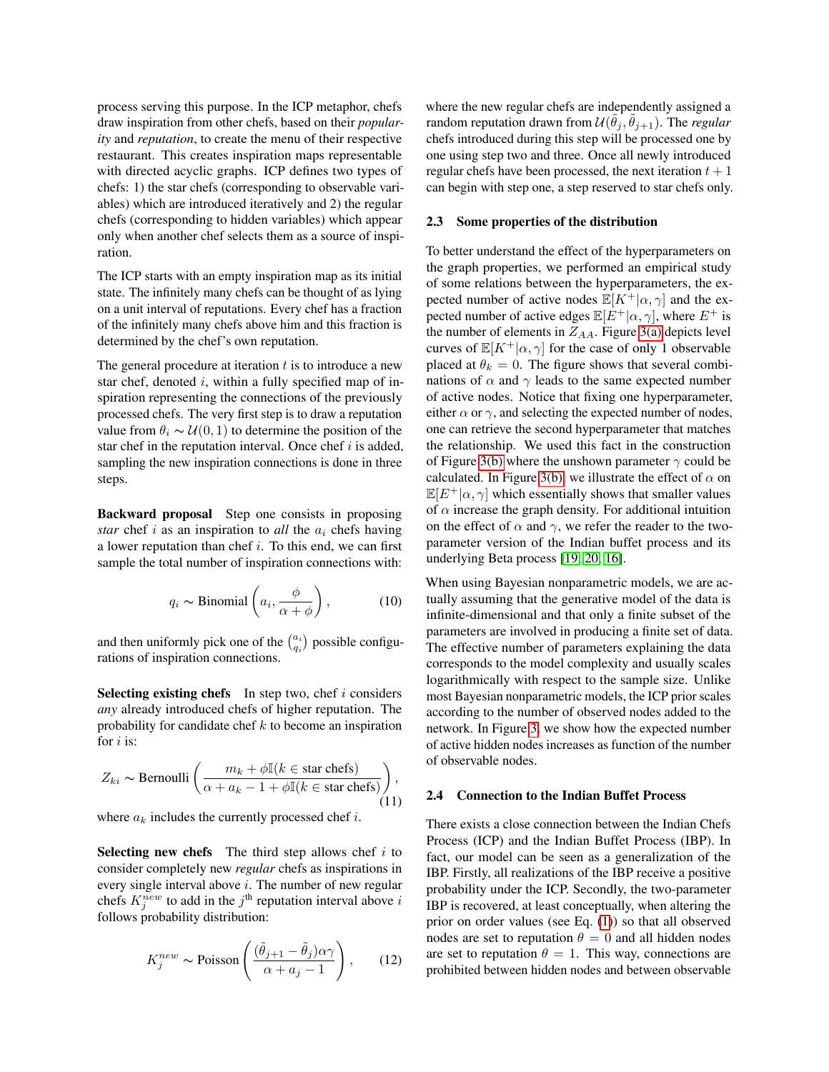process serving this purpose. In the ICP metaphor, chefs draw inspiration from other chefs, based on their *popularity* and *reputation*, to create the menu of their respective restaurant. This creates inspiration maps representable with directed acyclic graphs. ICP defines two types of chefs: 1) the star chefs (corresponding to observable variables) which are introduced iteratively and 2) the regular chefs (corresponding to hidden variables) which appear only when another chef selects them as a source of inspiration.

The ICP starts with an empty inspiration map as its initial state. The infinitely many chefs can be thought of as lying on a unit interval of reputations. Every chef has a fraction of the infinitely many chefs above him and this fraction is determined by the chef's own reputation.

The general procedure at iteration $t$ is to introduce a new star chef, denoted $i$, within a fully specified map of inspiration representing the connections of the previously processed chefs. The very first step is to draw a reputation value from $\theta_i \sim \mathcal{U}(0,1)$ to determine the position of the star chef in the reputation interval. Once chef $i$ is added, sampling the new inspiration connections is done in three steps.

**Backward proposal** Step one consists in proposing *star* chef $i$ as an inspiration to *all* the $a_i$ chefs having a lower reputation than chef $i$. To this end, we can first sample the total number of inspiration connections with:

$$q_i \sim \text{Binomial}\left(a_i, \frac{\phi}{\alpha+\phi}\right), \qquad (10)$$

and then uniformly pick one of the $\binom{a_i}{q_i}$ possible configurations of inspiration connections.

**Selecting existing chefs** In step two, chef $i$ considers *any* already introduced chefs of higher reputation. The probability for candidate chef $k$ to become an inspiration for $i$ is:

$$Z_{ki} \sim \text{Bernoulli}\left(\frac{m_k + \phi\mathbb{I}(k \in \text{star chefs})}{\alpha + a_k - 1 + \phi\mathbb{I}(k \in \text{star chefs})}\right), \qquad (11)$$

where $a_k$ includes the currently processed chef $i$.

**Selecting new chefs** The third step allows chef $i$ to consider completely new *regular* chefs as inspirations in every single interval above $i$. The number of new regular chefs $K_j^{new}$ to add in the $j^{\text{th}}$ reputation interval above $i$ follows probability distribution:

$$K_j^{new} \sim \text{Poisson}\left(\frac{(\tilde{\theta}_{j+1} - \tilde{\theta}_j)\alpha\gamma}{\alpha + a_j - 1}\right), \qquad (12)$$

where the new regular chefs are independently assigned a random reputation drawn from $\mathcal{U}(\tilde{\theta}_j, \tilde{\theta}_{j+1})$. The *regular* chefs introduced during this step will be processed one by one using step two and three. Once all newly introduced regular chefs have been processed, the next iteration $t+1$ can begin with step one, a step reserved to star chefs only.

### 2.3 Some properties of the distribution

To better understand the effect of the hyperparameters on the graph properties, we performed an empirical study of some relations between the hyperparameters, the expected number of active nodes $\mathbb{E}[K^+|\alpha,\gamma]$ and the expected number of active edges $\mathbb{E}[E^+|\alpha,\gamma]$, where $E^+$ is the number of elements in $Z_{AA}$. Figure 3(a) depicts level curves of $\mathbb{E}[K^+|\alpha,\gamma]$ for the case of only 1 observable placed at $\theta_k = 0$. The figure shows that several combinations of $\alpha$ and $\gamma$ leads to the same expected number of active nodes. Notice that fixing one hyperparameter, either $\alpha$ or $\gamma$, and selecting the expected number of nodes, one can retrieve the second hyperparameter that matches the relationship. We used this fact in the construction of Figure 3(b) where the unshown parameter $\gamma$ could be calculated. In Figure 3(b), we illustrate the effect of $\alpha$ on $\mathbb{E}[E^+|\alpha,\gamma]$ which essentially shows that smaller values of $\alpha$ increase the graph density. For additional intuition on the effect of $\alpha$ and $\gamma$, we refer the reader to the two-parameter version of the Indian buffet process and its underlying Beta process [19, 20, 16].

When using Bayesian nonparametric models, we are actually assuming that the generative model of the data is infinite-dimensional and that only a finite subset of the parameters are involved in producing a finite set of data. The effective number of parameters explaining the data corresponds to the model complexity and usually scales logarithmically with respect to the sample size. Unlike most Bayesian nonparametric models, the ICP prior scales according to the number of observed nodes added to the network. In Figure 3, we show how the expected number of active hidden nodes increases as function of the number of observable nodes.

### 2.4 Connection to the Indian Buffet Process

There exists a close connection between the Indian Chefs Process (ICP) and the Indian Buffet Process (IBP). In fact, our model can be seen as a generalization of the IBP. Firstly, all realizations of the IBP receive a positive probability under the ICP. Secondly, the two-parameter IBP is recovered, at least conceptually, when altering the prior on order values (see Eq. (1)) so that all observed nodes are set to reputation $\theta = 0$ and all hidden nodes are set to reputation $\theta = 1$. This way, connections are prohibited between hidden nodes and between observable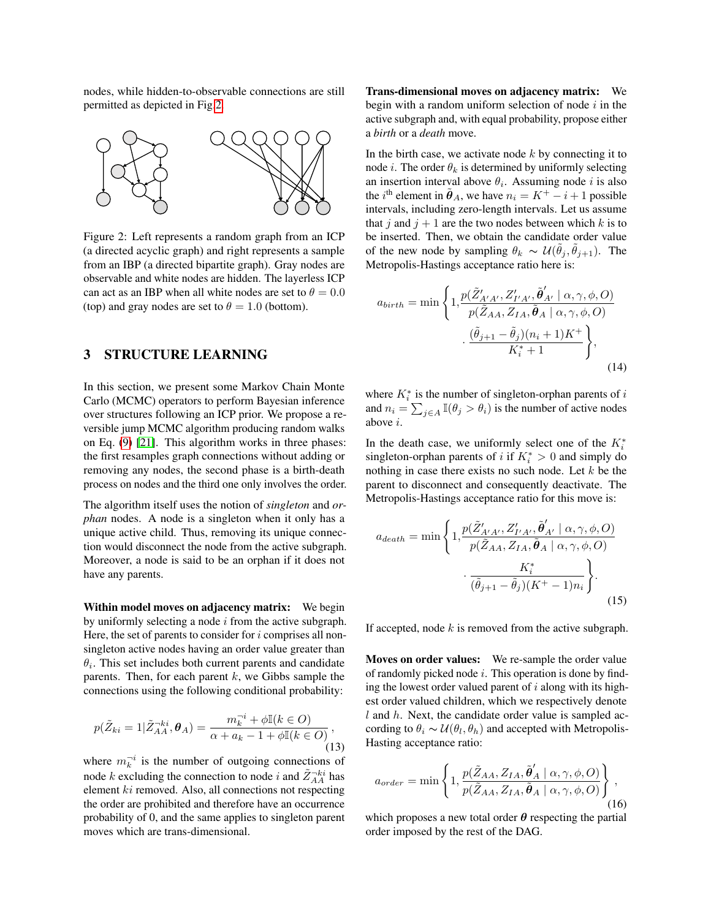nodes, while hidden-to-observable connections are still permitted as depicted in Fig 2.

Figure 2: Left represents a random graph from an ICP (a directed acyclic graph) and right represents a sample from an IBP (a directed bipartite graph). Gray nodes are observable and white nodes are hidden. The layerless ICP can act as an IBP when all white nodes are set to $\theta = 0.0$ (top) and gray nodes are set to $\theta = 1.0$ (bottom).

## 3 STRUCTURE LEARNING

In this section, we present some Markov Chain Monte Carlo (MCMC) operators to perform Bayesian inference over structures following an ICP prior. We propose a reversible jump MCMC algorithm producing random walks on Eq. (9) [21]. This algorithm works in three phases: the first resamples graph connections without adding or removing any nodes, the second phase is a birth-death process on nodes and the third one only involves the order.

The algorithm itself uses the notion of *singleton* and *orphan* nodes. A node is a singleton when it only has a unique active child. Thus, removing its unique connection would disconnect the node from the active subgraph. Moreover, a node is said to be an orphan if it does not have any parents.

**Within model moves on adjacency matrix:** We begin by uniformly selecting a node $i$ from the active subgraph. Here, the set of parents to consider for $i$ comprises all non-singleton active nodes having an order value greater than $\theta_i$. This set includes both current parents and candidate parents. Then, for each parent $k$, we Gibbs sample the connections using the following conditional probability:

$$p(\tilde{Z}_{ki} = 1 | \tilde{Z}_{AA}^{\neg ki}, \boldsymbol{\theta}_A) = \frac{m_k^{\neg i} + \phi \mathbb{I}(k \in O)}{\alpha + a_k - 1 + \phi \mathbb{I}(k \in O)}, \tag{13}$$

where $m_k^{\neg i}$ is the number of outgoing connections of node $k$ excluding the connection to node $i$ and $\tilde{Z}_{AA}^{\neg ki}$ has element $ki$ removed. Also, all connections not respecting the order are prohibited and therefore have an occurrence probability of 0, and the same applies to singleton parent moves which are trans-dimensional.

**Trans-dimensional moves on adjacency matrix:** We begin with a random uniform selection of node $i$ in the active subgraph and, with equal probability, propose either a *birth* or a *death* move.

In the birth case, we activate node $k$ by connecting it to node $i$. The order $\theta_k$ is determined by uniformly selecting an insertion interval above $\theta_i$. Assuming node $i$ is also the $i^{\text{th}}$ element in $\tilde{\boldsymbol{\theta}}_A$, we have $n_i = K^+ - i + 1$ possible intervals, including zero-length intervals. Let us assume that $j$ and $j+1$ are the two nodes between which $k$ is to be inserted. Then, we obtain the candidate order value of the new node by sampling $\theta_k \sim \mathcal{U}(\tilde{\theta}_j, \tilde{\theta}_{j+1})$. The Metropolis-Hastings acceptance ratio here is:

$$a_{birth} = \min \left\{ 1, \frac{p(\tilde{Z}'_{A'A'}, Z'_{I'A'}, \tilde{\boldsymbol{\theta}}'_{A'} \mid \alpha, \gamma, \phi, O)}{p(\tilde{Z}_{AA}, Z_{IA}, \tilde{\boldsymbol{\theta}}_A \mid \alpha, \gamma, \phi, O)} \cdot \frac{(\tilde{\theta}_{j+1} - \tilde{\theta}_j)(n_i + 1)K^+}{K_i^* + 1} \right\}, \tag{14}$$

where $K_i^*$ is the number of singleton-orphan parents of $i$ and $n_i = \sum_{j \in A} \mathbb{I}(\theta_j > \theta_i)$ is the number of active nodes above $i$.

In the death case, we uniformly select one of the $K_i^*$ singleton-orphan parents of $i$ if $K_i^* > 0$ and simply do nothing in case there exists no such node. Let $k$ be the parent to disconnect and consequently deactivate. The Metropolis-Hastings acceptance ratio for this move is:

$$a_{death} = \min \left\{ 1, \frac{p(\tilde{Z}'_{A'A'}, Z'_{I'A'}, \tilde{\boldsymbol{\theta}}'_{A'} \mid \alpha, \gamma, \phi, O)}{p(\tilde{Z}_{AA}, Z_{IA}, \tilde{\boldsymbol{\theta}}_A \mid \alpha, \gamma, \phi, O)} \cdot \frac{K_i^*}{(\tilde{\theta}_{j+1} - \tilde{\theta}_j)(K^+ - 1)n_i} \right\}. \tag{15}$$

If accepted, node $k$ is removed from the active subgraph.

**Moves on order values:** We re-sample the order value of randomly picked node $i$. This operation is done by finding the lowest order valued parent of $i$ along with its highest order valued children, which we respectively denote $l$ and $h$. Next, the candidate order value is sampled according to $\theta_i \sim \mathcal{U}(\theta_l, \theta_h)$ and accepted with Metropolis-Hasting acceptance ratio:

$$a_{order} = \min \left\{ 1, \frac{p(\tilde{Z}_{AA}, Z_{IA}, \tilde{\boldsymbol{\theta}}'_A \mid \alpha, \gamma, \phi, O)}{p(\tilde{Z}_{AA}, Z_{IA}, \tilde{\boldsymbol{\theta}}_A \mid \alpha, \gamma, \phi, O)} \right\}, \tag{16}$$

which proposes a new total order $\boldsymbol{\theta}$ respecting the partial order imposed by the rest of the DAG.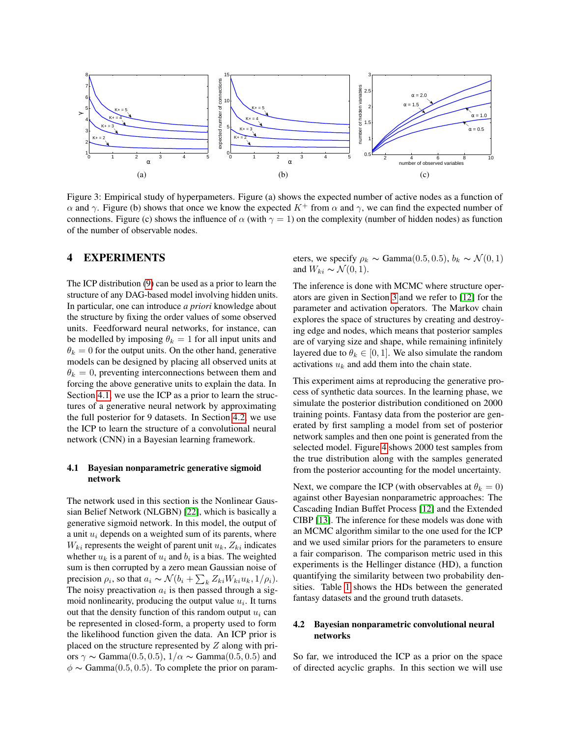Figure 3: Empirical study of hyperpameters. Figure (a) shows the expected number of active nodes as a function of $\alpha$ and $\gamma$. Figure (b) shows that once we know the expected $K^+$ from $\alpha$ and $\gamma$, we can find the expected number of connections. Figure (c) shows the influence of $\alpha$ (with $\gamma = 1$) on the complexity (number of hidden nodes) as function of the number of observable nodes.

# 4 EXPERIMENTS

The ICP distribution (9) can be used as a prior to learn the structure of any DAG-based model involving hidden units. In particular, one can introduce *a priori* knowledge about the structure by fixing the order values of some observed units. Feedforward neural networks, for instance, can be modelled by imposing $\theta_k = 1$ for all input units and $\theta_k = 0$ for the output units. On the other hand, generative models can be designed by placing all observed units at $\theta_k = 0$, preventing interconnections between them and forcing the above generative units to explain the data. In Section 4.1, we use the ICP as a prior to learn the structures of a generative neural network by approximating the full posterior for 9 datasets. In Section 4.2, we use the ICP to learn the structure of a convolutional neural network (CNN) in a Bayesian learning framework.

## 4.1 Bayesian nonparametric generative sigmoid network

The network used in this section is the Nonlinear Gaussian Belief Network (NLGBN) [22], which is basically a generative sigmoid network. In this model, the output of a unit $u_i$ depends on a weighted sum of its parents, where $W_{ki}$ represents the weight of parent unit $u_k$, $Z_{ki}$ indicates whether $u_k$ is a parent of $u_i$ and $b_i$ is a bias. The weighted sum is then corrupted by a zero mean Gaussian noise of precision $\rho_i$, so that $a_i \sim \mathcal{N}(b_i + \sum_k Z_{ki} W_{ki} u_k, 1/\rho_i)$. The noisy preactivation $a_i$ is then passed through a sigmoid nonlinearity, producing the output value $u_i$. It turns out that the density function of this random output $u_i$ can be represented in closed-form, a property used to form the likelihood function given the data. An ICP prior is placed on the structure represented by $Z$ along with priors $\gamma \sim \text{Gamma}(0.5, 0.5)$, $1/\alpha \sim \text{Gamma}(0.5, 0.5)$ and $\phi \sim \text{Gamma}(0.5, 0.5)$. To complete the prior on parameters, we specify $\rho_k \sim \text{Gamma}(0.5, 0.5)$, $b_k \sim \mathcal{N}(0, 1)$ and $W_{ki} \sim \mathcal{N}(0, 1)$.

The inference is done with MCMC where structure operators are given in Section 3 and we refer to [12] for the parameter and activation operators. The Markov chain explores the space of structures by creating and destroying edge and nodes, which means that posterior samples are of varying size and shape, while remaining infinitely layered due to $\theta_k \in [0, 1]$. We also simulate the random activations $u_k$ and add them into the chain state.

This experiment aims at reproducing the generative process of synthetic data sources. In the learning phase, we simulate the posterior distribution conditioned on 2000 training points. Fantasy data from the posterior are generated by first sampling a model from set of posterior network samples and then one point is generated from the selected model. Figure 4 shows 2000 test samples from the true distribution along with the samples generated from the posterior accounting for the model uncertainty.

Next, we compare the ICP (with observables at $\theta_k = 0$) against other Bayesian nonparametric approaches: The Cascading Indian Buffet Process [12] and the Extended CIBP [13]. The inference for these models was done with an MCMC algorithm similar to the one used for the ICP and we used similar priors for the parameters to ensure a fair comparison. The comparison metric used in this experiments is the Hellinger distance (HD), a function quantifying the similarity between two probability densities. Table 1 shows the HDs between the generated fantasy datasets and the ground truth datasets.

## 4.2 Bayesian nonparametric convolutional neural networks

So far, we introduced the ICP as a prior on the space of directed acyclic graphs. In this section we will use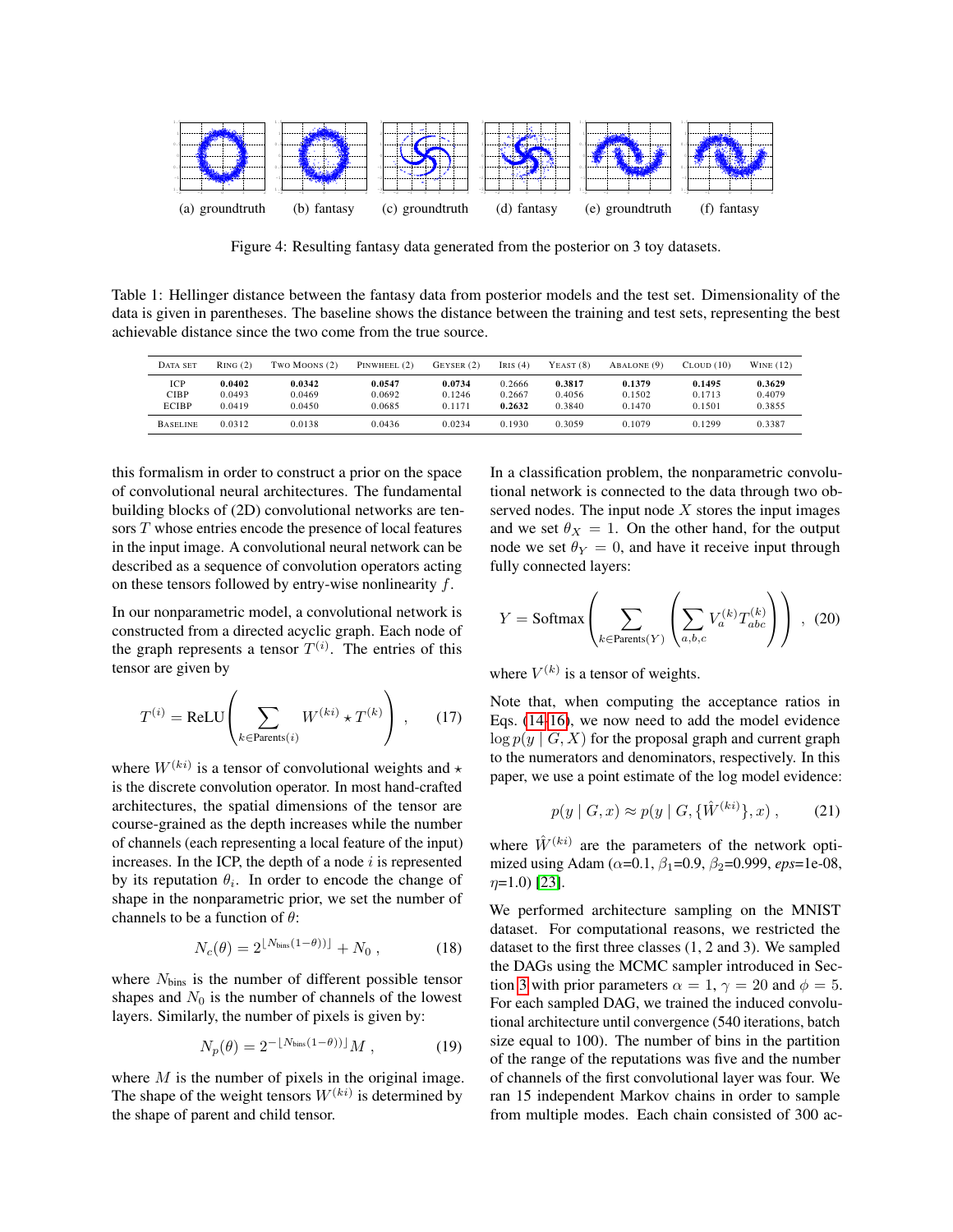(a) groundtruth (b) fantasy (c) groundtruth (d) fantasy (e) groundtruth (f) fantasy

Figure 4: Resulting fantasy data generated from the posterior on 3 toy datasets.

Table 1: Hellinger distance between the fantasy data from posterior models and the test set. Dimensionality of the data is given in parentheses. The baseline shows the distance between the training and test sets, representing the best achievable distance since the two come from the true source.

| Data set | Ring (2) | Two Moons (2) | Pinwheel (2) | Geyser (2) | Iris (4) | Yeast (8) | Abalone (9) | Cloud (10) | Wine (12) |
|---|---|---|---|---|---|---|---|---|---|
| ICP | **0.0402** | **0.0342** | **0.0547** | **0.0734** | 0.2666 | **0.3817** | **0.1379** | **0.1495** | **0.3629** |
| CIBP | 0.0493 | 0.0469 | 0.0692 | 0.1246 | 0.2667 | 0.4056 | 0.1502 | 0.1713 | 0.4079 |
| ECIBP | 0.0419 | 0.0450 | 0.0685 | 0.1171 | **0.2632** | 0.3840 | 0.1470 | 0.1501 | 0.3855 |
| Baseline | 0.0312 | 0.0138 | 0.0436 | 0.0234 | 0.1930 | 0.3059 | 0.1079 | 0.1299 | 0.3387 |

this formalism in order to construct a prior on the space of convolutional neural architectures. The fundamental building blocks of (2D) convolutional networks are tensors $T$ whose entries encode the presence of local features in the input image. A convolutional neural network can be described as a sequence of convolution operators acting on these tensors followed by entry-wise nonlinearity $f$.

In our nonparametric model, a convolutional network is constructed from a directed acyclic graph. Each node of the graph represents a tensor $T^{(i)}$. The entries of this tensor are given by

$$T^{(i)} = \text{ReLU}\left( \sum_{k \in \text{Parents}(i)} W^{(ki)} \star T^{(k)} \right) , \qquad (17)$$

where $W^{(ki)}$ is a tensor of convolutional weights and $\star$ is the discrete convolution operator. In most hand-crafted architectures, the spatial dimensions of the tensor are course-grained as the depth increases while the number of channels (each representing a local feature of the input) increases. In the ICP, the depth of a node $i$ is represented by its reputation $\theta_i$. In order to encode the change of shape in the nonparametric prior, we set the number of channels to be a function of $\theta$:

$$N_c(\theta) = 2^{\lfloor N_{\text{bins}}(1-\theta)\rfloor} + N_0 \, , \qquad (18)$$

where $N_{\text{bins}}$ is the number of different possible tensor shapes and $N_0$ is the number of channels of the lowest layers. Similarly, the number of pixels is given by:

$$N_p(\theta) = 2^{-\lfloor N_{\text{bins}}(1-\theta)\rfloor} M \, , \qquad (19)$$

where $M$ is the number of pixels in the original image. The shape of the weight tensors $W^{(ki)}$ is determined by the shape of parent and child tensor.

In a classification problem, the nonparametric convolutional network is connected to the data through two observed nodes. The input node $X$ stores the input images and we set $\theta_X = 1$. On the other hand, for the output node we set $\theta_Y = 0$, and have it receive input through fully connected layers:

$$Y = \text{Softmax}\left( \sum_{k \in \text{Parents}(Y)} \left( \sum_{a,b,c} V_a^{(k)} T_{abc}^{(k)} \right) \right) , \qquad (20)$$

where $V^{(k)}$ is a tensor of weights.

Note that, when computing the acceptance ratios in Eqs. (14-16), we now need to add the model evidence $\log p(y \mid G, X)$ for the proposal graph and current graph to the numerators and denominators, respectively. In this paper, we use a point estimate of the log model evidence:

$$p(y \mid G, x) \approx p(y \mid G, \{\hat{W}^{(ki)}\}, x) \, , \qquad (21)$$

where $\hat{W}^{(ki)}$ are the parameters of the network optimized using Adam ($\alpha$=0.1, $\beta_1$=0.9, $\beta_2$=0.999, *eps*=1e-08, $\eta$=1.0) [23].

We performed architecture sampling on the MNIST dataset. For computational reasons, we restricted the dataset to the first three classes (1, 2 and 3). We sampled the DAGs using the MCMC sampler introduced in Section 3 with prior parameters $\alpha = 1$, $\gamma = 20$ and $\phi = 5$. For each sampled DAG, we trained the induced convolutional architecture until convergence (540 iterations, batch size equal to 100). The number of bins in the partition of the range of the reputations was five and the number of channels of the first convolutional layer was four. We ran 15 independent Markov chains in order to sample from multiple modes. Each chain consisted of 300 ac-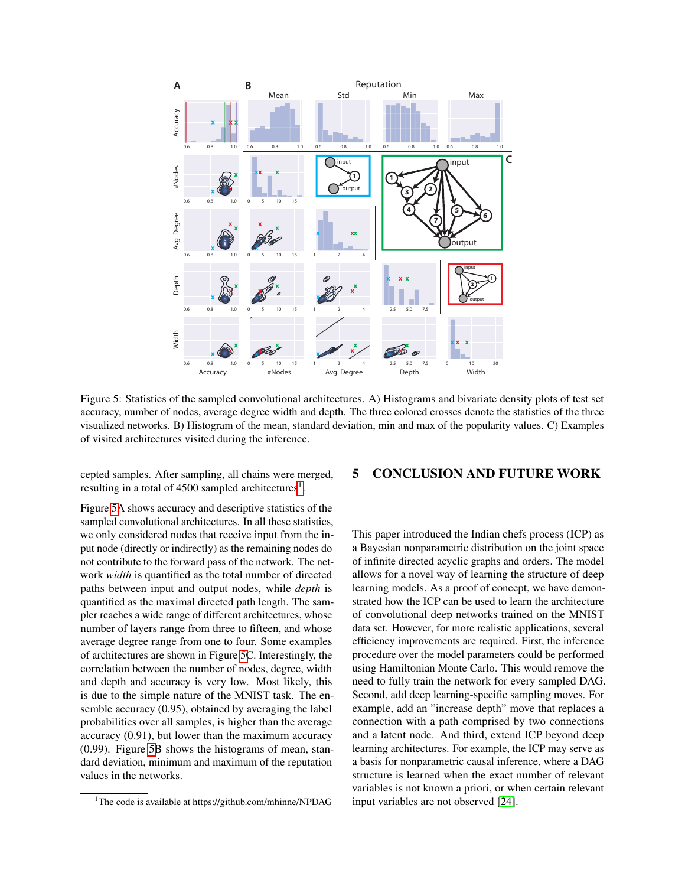Figure 5: Statistics of the sampled convolutional architectures. A) Histograms and bivariate density plots of test set accuracy, number of nodes, average degree width and depth. The three colored crosses denote the statistics of the three visualized networks. B) Histogram of the mean, standard deviation, min and max of the popularity values. C) Examples of visited architectures visited during the inference.

cepted samples. After sampling, all chains were merged, resulting in a total of 4500 sampled architectures[1].

Figure 5A shows accuracy and descriptive statistics of the sampled convolutional architectures. In all these statistics, we only considered nodes that receive input from the input node (directly or indirectly) as the remaining nodes do not contribute to the forward pass of the network. The network *width* is quantified as the total number of directed paths between input and output nodes, while *depth* is quantified as the maximal directed path length. The sampler reaches a wide range of different architectures, whose number of layers range from three to fifteen, and whose average degree range from one to four. Some examples of architectures are shown in Figure 5C. Interestingly, the correlation between the number of nodes, degree, width and depth and accuracy is very low. Most likely, this is due to the simple nature of the MNIST task. The ensemble accuracy (0.95), obtained by averaging the label probabilities over all samples, is higher than the average accuracy (0.91), but lower than the maximum accuracy (0.99). Figure 5B shows the histograms of mean, standard deviation, minimum and maximum of the reputation values in the networks.

[1] The code is available at https://github.com/mhinne/NPDAG

## 5 CONCLUSION AND FUTURE WORK

This paper introduced the Indian chefs process (ICP) as a Bayesian nonparametric distribution on the joint space of infinite directed acyclic graphs and orders. The model allows for a novel way of learning the structure of deep learning models. As a proof of concept, we have demonstrated how the ICP can be used to learn the architecture of convolutional deep networks trained on the MNIST data set. However, for more realistic applications, several efficiency improvements are required. First, the inference procedure over the model parameters could be performed using Hamiltonian Monte Carlo. This would remove the need to fully train the network for every sampled DAG. Second, add deep learning-specific sampling moves. For example, add an "increase depth" move that replaces a connection with a path comprised by two connections and a latent node. And third, extend ICP beyond deep learning architectures. For example, the ICP may serve as a basis for nonparametric causal inference, where a DAG structure is learned when the exact number of relevant variables is not known a priori, or when certain relevant input variables are not observed [24].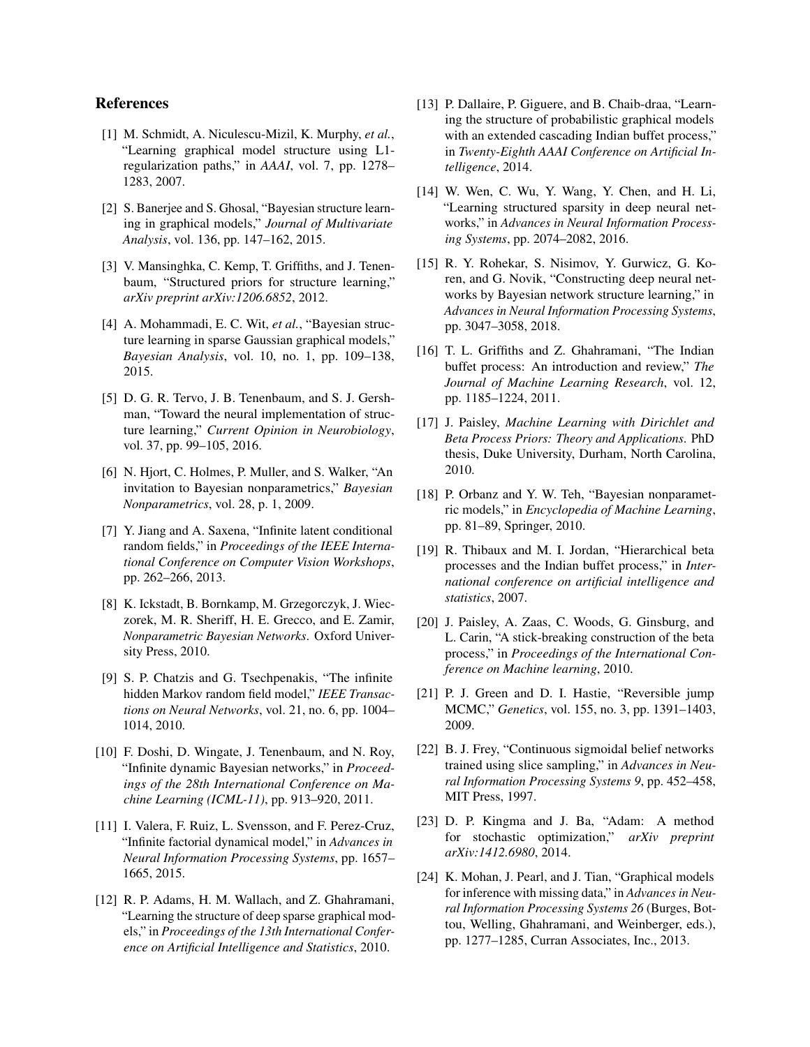## References

[1] M. Schmidt, A. Niculescu-Mizil, K. Murphy, *et al.*, "Learning graphical model structure using L1-regularization paths," in *AAAI*, vol. 7, pp. 1278–1283, 2007.

[2] S. Banerjee and S. Ghosal, "Bayesian structure learning in graphical models," *Journal of Multivariate Analysis*, vol. 136, pp. 147–162, 2015.

[3] V. Mansinghka, C. Kemp, T. Griffiths, and J. Tenenbaum, "Structured priors for structure learning," *arXiv preprint arXiv:1206.6852*, 2012.

[4] A. Mohammadi, E. C. Wit, *et al.*, "Bayesian structure learning in sparse Gaussian graphical models," *Bayesian Analysis*, vol. 10, no. 1, pp. 109–138, 2015.

[5] D. G. R. Tervo, J. B. Tenenbaum, and S. J. Gershman, "Toward the neural implementation of structure learning," *Current Opinion in Neurobiology*, vol. 37, pp. 99–105, 2016.

[6] N. Hjort, C. Holmes, P. Muller, and S. Walker, "An invitation to Bayesian nonparametrics," *Bayesian Nonparametrics*, vol. 28, p. 1, 2009.

[7] Y. Jiang and A. Saxena, "Infinite latent conditional random fields," in *Proceedings of the IEEE International Conference on Computer Vision Workshops*, pp. 262–266, 2013.

[8] K. Ickstadt, B. Bornkamp, M. Grzegorczyk, J. Wieczorek, M. R. Sheriff, H. E. Grecco, and E. Zamir, *Nonparametric Bayesian Networks*. Oxford University Press, 2010.

[9] S. P. Chatzis and G. Tsechpenakis, "The infinite hidden Markov random field model," *IEEE Transactions on Neural Networks*, vol. 21, no. 6, pp. 1004–1014, 2010.

[10] F. Doshi, D. Wingate, J. Tenenbaum, and N. Roy, "Infinite dynamic Bayesian networks," in *Proceedings of the 28th International Conference on Machine Learning (ICML-11)*, pp. 913–920, 2011.

[11] I. Valera, F. Ruiz, L. Svensson, and F. Perez-Cruz, "Infinite factorial dynamical model," in *Advances in Neural Information Processing Systems*, pp. 1657–1665, 2015.

[12] R. P. Adams, H. M. Wallach, and Z. Ghahramani, "Learning the structure of deep sparse graphical models," in *Proceedings of the 13th International Conference on Artificial Intelligence and Statistics*, 2010.

[13] P. Dallaire, P. Giguere, and B. Chaib-draa, "Learning the structure of probabilistic graphical models with an extended cascading Indian buffet process," in *Twenty-Eighth AAAI Conference on Artificial Intelligence*, 2014.

[14] W. Wen, C. Wu, Y. Wang, Y. Chen, and H. Li, "Learning structured sparsity in deep neural networks," in *Advances in Neural Information Processing Systems*, pp. 2074–2082, 2016.

[15] R. Y. Rohekar, S. Nisimov, Y. Gurwicz, G. Koren, and G. Novik, "Constructing deep neural networks by Bayesian network structure learning," in *Advances in Neural Information Processing Systems*, pp. 3047–3058, 2018.

[16] T. L. Griffiths and Z. Ghahramani, "The Indian buffet process: An introduction and review," *The Journal of Machine Learning Research*, vol. 12, pp. 1185–1224, 2011.

[17] J. Paisley, *Machine Learning with Dirichlet and Beta Process Priors: Theory and Applications*. PhD thesis, Duke University, Durham, North Carolina, 2010.

[18] P. Orbanz and Y. W. Teh, "Bayesian nonparametric models," in *Encyclopedia of Machine Learning*, pp. 81–89, Springer, 2010.

[19] R. Thibaux and M. I. Jordan, "Hierarchical beta processes and the Indian buffet process," in *International conference on artificial intelligence and statistics*, 2007.

[20] J. Paisley, A. Zaas, C. Woods, G. Ginsburg, and L. Carin, "A stick-breaking construction of the beta process," in *Proceedings of the International Conference on Machine learning*, 2010.

[21] P. J. Green and D. I. Hastie, "Reversible jump MCMC," *Genetics*, vol. 155, no. 3, pp. 1391–1403, 2009.

[22] B. J. Frey, "Continuous sigmoidal belief networks trained using slice sampling," in *Advances in Neural Information Processing Systems 9*, pp. 452–458, MIT Press, 1997.

[23] D. P. Kingma and J. Ba, "Adam: A method for stochastic optimization," *arXiv preprint arXiv:1412.6980*, 2014.

[24] K. Mohan, J. Pearl, and J. Tian, "Graphical models for inference with missing data," in *Advances in Neural Information Processing Systems 26* (Burges, Bottou, Welling, Ghahramani, and Weinberger, eds.), pp. 1277–1285, Curran Associates, Inc., 2013.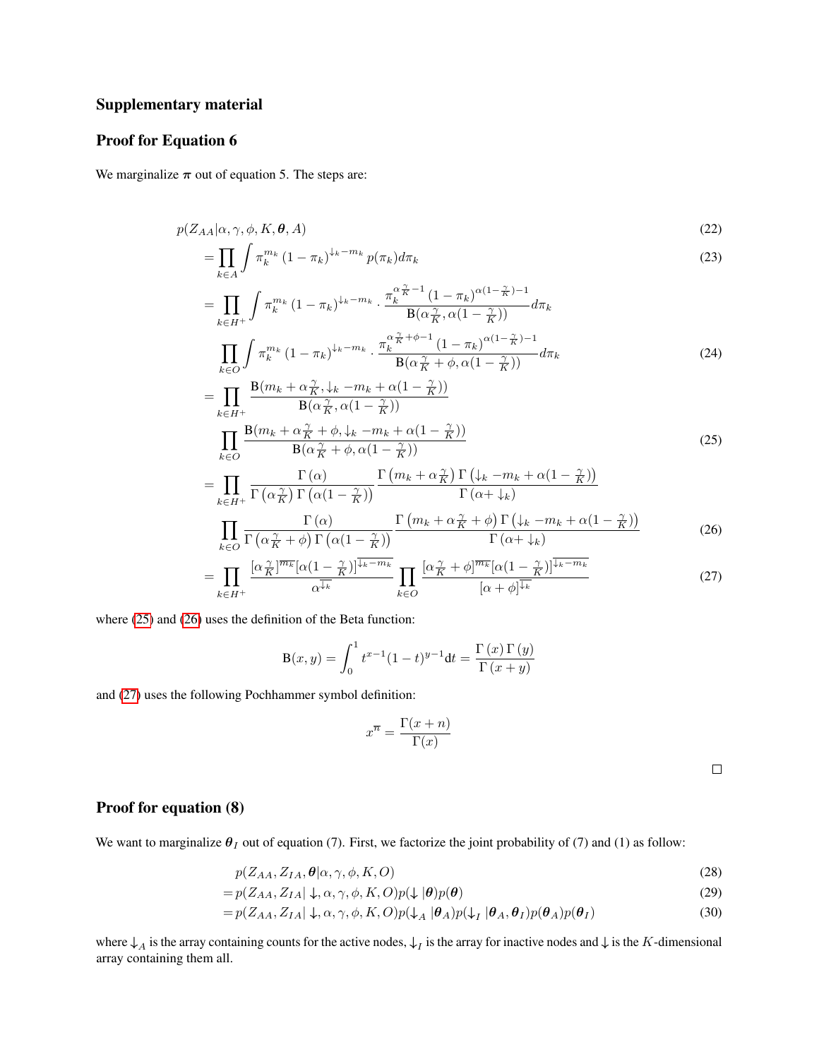## Supplementary material

### Proof for Equation 6

We marginalize $\boldsymbol{\pi}$ out of equation 5. The steps are:

$$
\begin{aligned}
& p(Z_{AA}|\alpha, \gamma, \phi, K, \boldsymbol{\theta}, A) && (22)\\
&= \prod_{k \in A} \int \pi_k^{m_k} (1-\pi_k)^{\downarrow_k - m_k} \, p(\pi_k) d\pi_k && (23)\\
&= \prod_{k \in H^+} \int \pi_k^{m_k} (1-\pi_k)^{\downarrow_k - m_k} \cdot \frac{\pi_k^{\alpha \frac{\gamma}{K} - 1} (1-\pi_k)^{\alpha(1-\frac{\gamma}{K})-1}}{\mathrm{B}(\alpha \frac{\gamma}{K}, \alpha(1-\frac{\gamma}{K}))} d\pi_k \\
&\quad \prod_{k \in O} \int \pi_k^{m_k} (1-\pi_k)^{\downarrow_k - m_k} \cdot \frac{\pi_k^{\alpha \frac{\gamma}{K} + \phi - 1} (1-\pi_k)^{\alpha(1-\frac{\gamma}{K})-1}}{\mathrm{B}(\alpha \frac{\gamma}{K} + \phi, \alpha(1-\frac{\gamma}{K}))} d\pi_k && (24)\\
&= \prod_{k \in H^+} \frac{\mathrm{B}(m_k + \alpha \frac{\gamma}{K}, \downarrow_k - m_k + \alpha(1-\frac{\gamma}{K}))}{\mathrm{B}(\alpha \frac{\gamma}{K}, \alpha(1-\frac{\gamma}{K}))} \\
&\quad \prod_{k \in O} \frac{\mathrm{B}(m_k + \alpha \frac{\gamma}{K} + \phi, \downarrow_k - m_k + \alpha(1-\frac{\gamma}{K}))}{\mathrm{B}(\alpha \frac{\gamma}{K} + \phi, \alpha(1-\frac{\gamma}{K}))} && (25)\\
&= \prod_{k \in H^+} \frac{\Gamma(\alpha)}{\Gamma(\alpha \frac{\gamma}{K}) \Gamma(\alpha(1-\frac{\gamma}{K}))} \frac{\Gamma(m_k + \alpha \frac{\gamma}{K}) \Gamma(\downarrow_k - m_k + \alpha(1-\frac{\gamma}{K}))}{\Gamma(\alpha + \downarrow_k)} \\
&\quad \prod_{k \in O} \frac{\Gamma(\alpha)}{\Gamma(\alpha \frac{\gamma}{K} + \phi) \Gamma(\alpha(1-\frac{\gamma}{K}))} \frac{\Gamma(m_k + \alpha \frac{\gamma}{K} + \phi) \Gamma(\downarrow_k - m_k + \alpha(1-\frac{\gamma}{K}))}{\Gamma(\alpha + \downarrow_k)} && (26)\\
&= \prod_{k \in H^+} \frac{[\alpha \frac{\gamma}{K}]^{\overline{m_k}} [\alpha(1-\frac{\gamma}{K})]^{\overline{\downarrow_k - m_k}}}{\alpha^{\overline{\downarrow_k}}} \prod_{k \in O} \frac{[\alpha \frac{\gamma}{K} + \phi]^{\overline{m_k}} [\alpha(1-\frac{\gamma}{K})]^{\overline{\downarrow_k - m_k}}}{[\alpha + \phi]^{\overline{\downarrow_k}}} && (27)
\end{aligned}
$$

where (25) and (26) uses the definition of the Beta function:

$$
\mathrm{B}(x, y) = \int_0^1 t^{x-1} (1-t)^{y-1} \mathrm{d}t = \frac{\Gamma(x) \Gamma(y)}{\Gamma(x+y)}
$$

and (27) uses the following Pochhammer symbol definition:

$$
x^{\overline{n}} = \frac{\Gamma(x+n)}{\Gamma(x)}
$$

□

### Proof for equation (8)

We want to marginalize $\boldsymbol{\theta}_I$ out of equation (7). First, we factorize the joint probability of (7) and (1) as follow:

$$
\begin{aligned}
& p(Z_{AA}, Z_{IA}, \boldsymbol{\theta} | \alpha, \gamma, \phi, K, O) && (28)\\
&= p(Z_{AA}, Z_{IA} | \downarrow, \alpha, \gamma, \phi, K, O) p(\downarrow | \boldsymbol{\theta}) p(\boldsymbol{\theta}) && (29)\\
&= p(Z_{AA}, Z_{IA} | \downarrow, \alpha, \gamma, \phi, K, O) p(\downarrow_A | \boldsymbol{\theta}_A) p(\downarrow_I | \boldsymbol{\theta}_A, \boldsymbol{\theta}_I) p(\boldsymbol{\theta}_A) p(\boldsymbol{\theta}_I) && (30)
\end{aligned}
$$

where $\downarrow_A$ is the array containing counts for the active nodes, $\downarrow_I$ is the array for inactive nodes and $\downarrow$ is the $K$-dimensional array containing them all.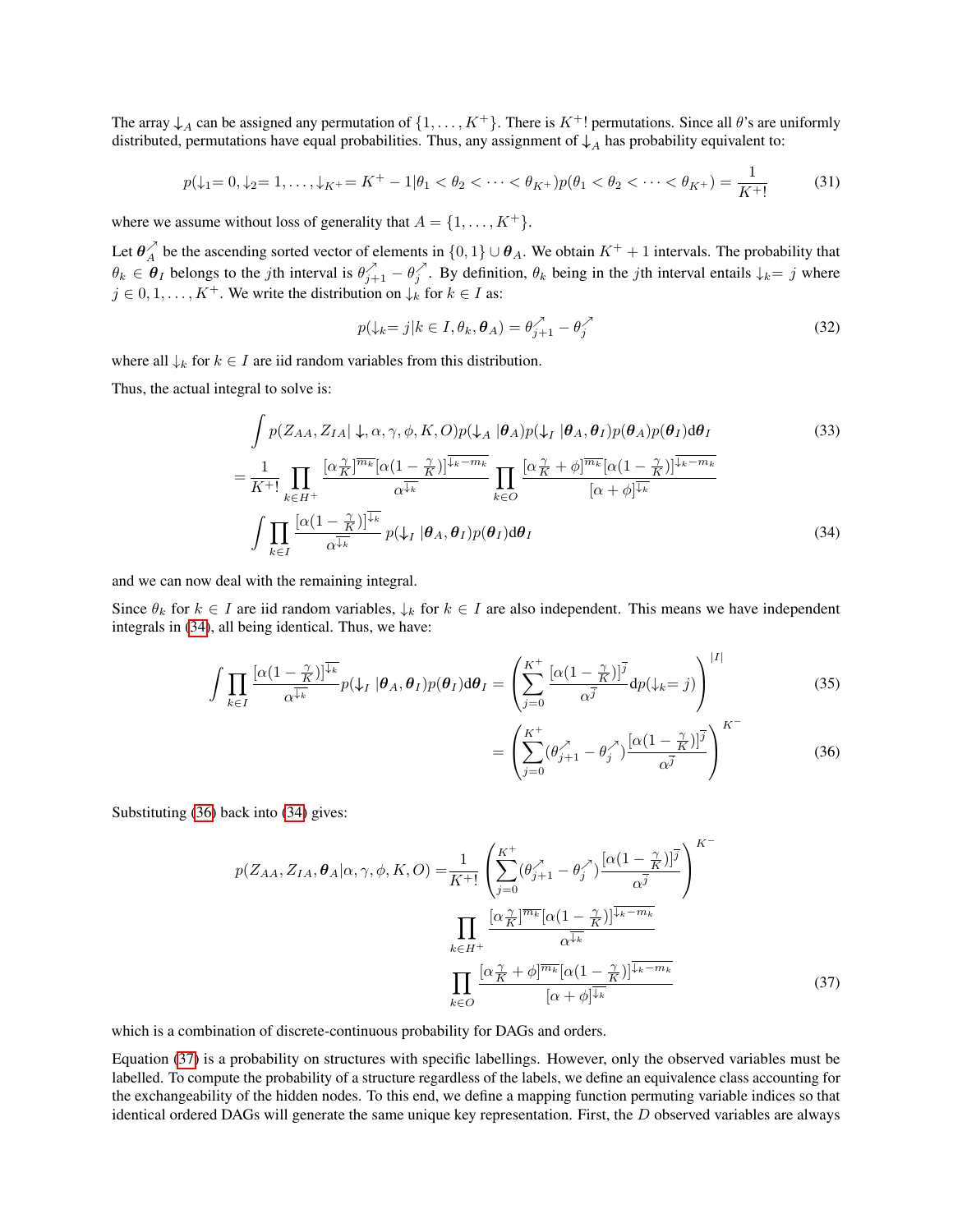The array $\downarrow_A$ can be assigned any permutation of $\{1, \ldots, K^+\}$. There is $K^+!$ permutations. Since all $\theta$'s are uniformly distributed, permutations have equal probabilities. Thus, any assignment of $\downarrow_A$ has probability equivalent to:

$$p(\downarrow_1 = 0, \downarrow_2 = 1, \ldots, \downarrow_{K^+} = K^+ - 1 | \theta_1 < \theta_2 < \cdots < \theta_{K^+}) p(\theta_1 < \theta_2 < \cdots < \theta_{K^+}) = \frac{1}{K^+!} \tag{31}$$

where we assume without loss of generality that $A = \{1, \ldots, K^+\}$.

Let $\boldsymbol{\theta}_A^{\nearrow}$ be the ascending sorted vector of elements in $\{0, 1\} \cup \boldsymbol{\theta}_A$. We obtain $K^+ + 1$ intervals. The probability that $\theta_k \in \boldsymbol{\theta}_I$ belongs to the $j$th interval is $\theta_{j+1}^{\nearrow} - \theta_j^{\nearrow}$. By definition, $\theta_k$ being in the $j$th interval entails $\downarrow_k = j$ where $j \in 0, 1, \ldots, K^+$. We write the distribution on $\downarrow_k$ for $k \in I$ as:

$$p(\downarrow_k = j | k \in I, \theta_k, \boldsymbol{\theta}_A) = \theta_{j+1}^{\nearrow} - \theta_j^{\nearrow} \tag{32}$$

where all $\downarrow_k$ for $k \in I$ are iid random variables from this distribution.

Thus, the actual integral to solve is:

$$\int p(Z_{AA}, Z_{IA} | \downarrow, \alpha, \gamma, \phi, K, O) p(\downarrow_A | \boldsymbol{\theta}_A) p(\downarrow_I | \boldsymbol{\theta}_A, \boldsymbol{\theta}_I) p(\boldsymbol{\theta}_A) p(\boldsymbol{\theta}_I) \mathrm{d}\boldsymbol{\theta}_I \tag{33}$$

$$= \frac{1}{K^+!} \prod_{k \in H^+} \frac{[\alpha \frac{\gamma}{K}]^{\overline{m_k}} [\alpha(1 - \frac{\gamma}{K})]^{\overline{\downarrow_k - m_k}}}{\alpha^{\overline{\downarrow_k}}} \prod_{k \in O} \frac{[\alpha \frac{\gamma}{K} + \phi]^{\overline{m_k}} [\alpha(1 - \frac{\gamma}{K})]^{\overline{\downarrow_k - m_k}}}{[\alpha + \phi]^{\overline{\downarrow_k}}}$$
$$\int \prod_{k \in I} \frac{[\alpha(1 - \frac{\gamma}{K})]^{\overline{\downarrow_k}}}{\alpha^{\overline{\downarrow_k}}} p(\downarrow_I | \boldsymbol{\theta}_A, \boldsymbol{\theta}_I) p(\boldsymbol{\theta}_I) \mathrm{d}\boldsymbol{\theta}_I \tag{34}$$

and we can now deal with the remaining integral.

Since $\theta_k$ for $k \in I$ are iid random variables, $\downarrow_k$ for $k \in I$ are also independent. This means we have independent integrals in (34), all being identical. Thus, we have:

$$\int \prod_{k \in I} \frac{[\alpha(1 - \frac{\gamma}{K})]^{\overline{\downarrow_k}}}{\alpha^{\overline{\downarrow_k}}} p(\downarrow_I | \boldsymbol{\theta}_A, \boldsymbol{\theta}_I) p(\boldsymbol{\theta}_I) \mathrm{d}\boldsymbol{\theta}_I = \left( \sum_{j=0}^{K^+} \frac{[\alpha(1 - \frac{\gamma}{K})]^{\overline{j}}}{\alpha^{\overline{j}}} \mathrm{d}p(\downarrow_k = j) \right)^{|I|} \tag{35}$$

$$= \left( \sum_{j=0}^{K^+} (\theta_{j+1}^{\nearrow} - \theta_j^{\nearrow}) \frac{[\alpha(1 - \frac{\gamma}{K})]^{\overline{j}}}{\alpha^{\overline{j}}} \right)^{K^-} \tag{36}$$

Substituting (36) back into (34) gives:

$$p(Z_{AA}, Z_{IA}, \boldsymbol{\theta}_A | \alpha, \gamma, \phi, K, O) = \frac{1}{K^+!} \left( \sum_{j=0}^{K^+} (\theta_{j+1}^{\nearrow} - \theta_j^{\nearrow}) \frac{[\alpha(1 - \frac{\gamma}{K})]^{\overline{j}}}{\alpha^{\overline{j}}} \right)^{K^-}$$
$$\prod_{k \in H^+} \frac{[\alpha \frac{\gamma}{K}]^{\overline{m_k}} [\alpha(1 - \frac{\gamma}{K})]^{\overline{\downarrow_k - m_k}}}{\alpha^{\overline{\downarrow_k}}}$$
$$\prod_{k \in O} \frac{[\alpha \frac{\gamma}{K} + \phi]^{\overline{m_k}} [\alpha(1 - \frac{\gamma}{K})]^{\overline{\downarrow_k - m_k}}}{[\alpha + \phi]^{\overline{\downarrow_k}}} \tag{37}$$

which is a combination of discrete-continuous probability for DAGs and orders.

Equation (37) is a probability on structures with specific labellings. However, only the observed variables must be labelled. To compute the probability of a structure regardless of the labels, we define an equivalence class accounting for the exchangeability of the hidden nodes. To this end, we define a mapping function permuting variable indices so that identical ordered DAGs will generate the same unique key representation. First, the $D$ observed variables are always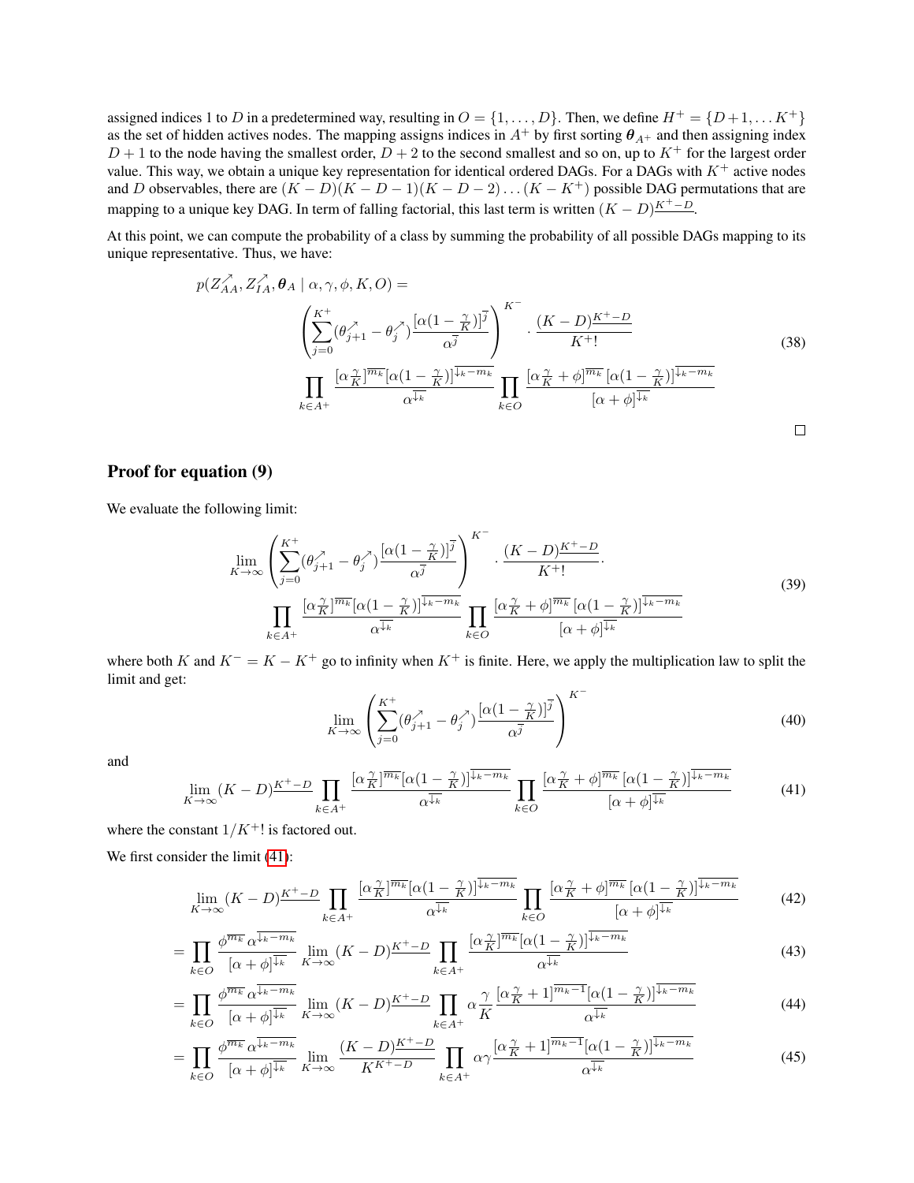assigned indices 1 to $D$ in a predetermined way, resulting in $O = \{1, \dots, D\}$. Then, we define $H^+ = \{D+1, \dots K^+\}$ as the set of hidden actives nodes. The mapping assigns indices in $A^+$ by first sorting $\boldsymbol{\theta}_{A^+}$ and then assigning index $D+1$ to the node having the smallest order, $D+2$ to the second smallest and so on, up to $K^+$ for the largest order value. This way, we obtain a unique key representation for identical ordered DAGs. For a DAGs with $K^+$ active nodes and $D$ observables, there are $(K-D)(K-D-1)(K-D-2)\dots(K-K^+)$ possible DAG permutations that are mapping to a unique key DAG. In term of falling factorial, this last term is written $(K-D)^{\underline{K^+-D}}$.

At this point, we can compute the probability of a class by summing the probability of all possible DAGs mapping to its unique representative. Thus, we have:

$$
\begin{aligned}
p(Z^{\nearrow}_{AA}, Z^{\nearrow}_{IA}, \boldsymbol{\theta}_A \mid \alpha, \gamma, \phi, K, O) = \\
\left( \sum_{j=0}^{K^+} (\theta^{\nearrow}_{j+1} - \theta^{\nearrow}_j) \frac{[\alpha(1-\frac{\gamma}{K})]^{\overline{j}}}{\alpha^{\overline{j}}} \right)^{K^-} \cdot \frac{(K-D)^{\underline{K^+-D}}}{K^+!} \\
\prod_{k \in A^+} \frac{[\alpha \frac{\gamma}{K}]^{\overline{m_k}} [\alpha(1-\frac{\gamma}{K})]^{\overline{\downarrow_k - m_k}}}{\alpha^{\overline{\downarrow_k}}} \prod_{k \in O} \frac{[\alpha \frac{\gamma}{K} + \phi]^{\overline{m_k}} [\alpha(1-\frac{\gamma}{K})]^{\overline{\downarrow_k - m_k}}}{[\alpha+\phi]^{\overline{\downarrow_k}}}
\end{aligned}
\tag{38}
$$

□

## Proof for equation (9)

We evaluate the following limit:

$$
\begin{aligned}
\lim_{K \to \infty} \left( \sum_{j=0}^{K^+} (\theta^{\nearrow}_{j+1} - \theta^{\nearrow}_j) \frac{[\alpha(1-\frac{\gamma}{K})]^{\overline{j}}}{\alpha^{\overline{j}}} \right)^{K^-} \cdot \frac{(K-D)^{\underline{K^+-D}}}{K^+!} \cdot \\
\prod_{k \in A^+} \frac{[\alpha \frac{\gamma}{K}]^{\overline{m_k}} [\alpha(1-\frac{\gamma}{K})]^{\overline{\downarrow_k - m_k}}}{\alpha^{\overline{\downarrow_k}}} \prod_{k \in O} \frac{[\alpha \frac{\gamma}{K} + \phi]^{\overline{m_k}} [\alpha(1-\frac{\gamma}{K})]^{\overline{\downarrow_k - m_k}}}{[\alpha+\phi]^{\overline{\downarrow_k}}}
\end{aligned}
\tag{39}
$$

where both $K$ and $K^- = K - K^+$ go to infinity when $K^+$ is finite. Here, we apply the multiplication law to split the limit and get:

$$
\lim_{K \to \infty} \left( \sum_{j=0}^{K^+} (\theta^{\nearrow}_{j+1} - \theta^{\nearrow}_j) \frac{[\alpha(1-\frac{\gamma}{K})]^{\overline{j}}}{\alpha^{\overline{j}}} \right)^{K^-}
\tag{40}
$$

and

$$
\lim_{K \to \infty} (K-D)^{\underline{K^+-D}} \prod_{k \in A^+} \frac{[\alpha \frac{\gamma}{K}]^{\overline{m_k}} [\alpha(1-\frac{\gamma}{K})]^{\overline{\downarrow_k - m_k}}}{\alpha^{\overline{\downarrow_k}}} \prod_{k \in O} \frac{[\alpha \frac{\gamma}{K} + \phi]^{\overline{m_k}} [\alpha(1-\frac{\gamma}{K})]^{\overline{\downarrow_k - m_k}}}{[\alpha+\phi]^{\overline{\downarrow_k}}}
\tag{41}
$$

where the constant $1/K^+!$ is factored out.

We first consider the limit (41):

$$
\lim_{K \to \infty} (K-D)^{\underline{K^+-D}} \prod_{k \in A^+} \frac{[\alpha \frac{\gamma}{K}]^{\overline{m_k}} [\alpha(1-\frac{\gamma}{K})]^{\overline{\downarrow_k - m_k}}}{\alpha^{\overline{\downarrow_k}}} \prod_{k \in O} \frac{[\alpha \frac{\gamma}{K} + \phi]^{\overline{m_k}} [\alpha(1-\frac{\gamma}{K})]^{\overline{\downarrow_k - m_k}}}{[\alpha+\phi]^{\overline{\downarrow_k}}}
\tag{42}
$$

$$
= \prod_{k \in O} \frac{\phi^{\overline{m_k}} \alpha^{\overline{\downarrow_k - m_k}}}{[\alpha+\phi]^{\overline{\downarrow_k}}} \lim_{K \to \infty} (K-D)^{\underline{K^+-D}} \prod_{k \in A^+} \frac{[\alpha \frac{\gamma}{K}]^{\overline{m_k}} [\alpha(1-\frac{\gamma}{K})]^{\overline{\downarrow_k - m_k}}}{\alpha^{\overline{\downarrow_k}}}
\tag{43}
$$

$$
= \prod_{k \in O} \frac{\phi^{\overline{m_k}} \alpha^{\overline{\downarrow_k - m_k}}}{[\alpha+\phi]^{\overline{\downarrow_k}}} \lim_{K \to \infty} (K-D)^{\underline{K^+-D}} \prod_{k \in A^+} \alpha \frac{\gamma}{K} \frac{[\alpha \frac{\gamma}{K} + 1]^{\overline{m_k - 1}} [\alpha(1-\frac{\gamma}{K})]^{\overline{\downarrow_k - m_k}}}{\alpha^{\overline{\downarrow_k}}}
\tag{44}
$$

$$
= \prod_{k \in O} \frac{\phi^{\overline{m_k}} \alpha^{\overline{\downarrow_k - m_k}}}{[\alpha+\phi]^{\overline{\downarrow_k}}} \lim_{K \to \infty} \frac{(K-D)^{\underline{K^+-D}}}{K^{K^+-D}} \prod_{k \in A^+} \alpha\gamma \frac{[\alpha \frac{\gamma}{K} + 1]^{\overline{m_k - 1}} [\alpha(1-\frac{\gamma}{K})]^{\overline{\downarrow_k - m_k}}}{\alpha^{\overline{\downarrow_k}}}
\tag{45}
$$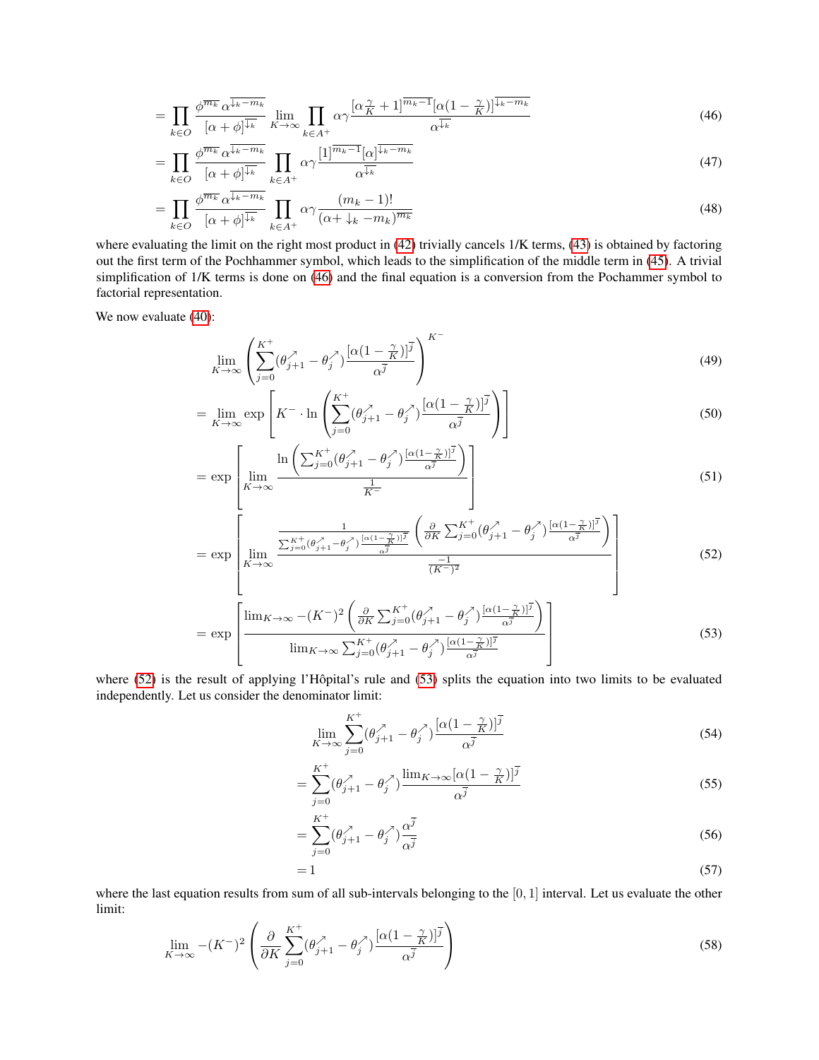$$= \prod_{k \in O} \frac{\phi^{\overline{m_k}} \alpha^{\overline{\downarrow_k - m_k}}}{[\alpha + \phi]^{\overline{\downarrow_k}}} \lim_{K \to \infty} \prod_{k \in A^+} \alpha\gamma \frac{[\alpha \frac{\gamma}{K} + 1]^{\overline{m_k - 1}} [\alpha(1 - \frac{\gamma}{K})]^{\overline{\downarrow_k - m_k}}}{\alpha^{\overline{\downarrow_k}}} \tag{46}$$

$$= \prod_{k \in O} \frac{\phi^{\overline{m_k}} \alpha^{\overline{\downarrow_k - m_k}}}{[\alpha + \phi]^{\overline{\downarrow_k}}} \prod_{k \in A^+} \alpha\gamma \frac{[1]^{\overline{m_k - 1}} [\alpha]^{\overline{\downarrow_k - m_k}}}{\alpha^{\overline{\downarrow_k}}} \tag{47}$$

$$= \prod_{k \in O} \frac{\phi^{\overline{m_k}} \alpha^{\overline{\downarrow_k - m_k}}}{[\alpha + \phi]^{\overline{\downarrow_k}}} \prod_{k \in A^+} \alpha\gamma \frac{(m_k - 1)!}{(\alpha + \downarrow_k - m_k)^{\overline{m_k}}} \tag{48}$$

where evaluating the limit on the right most product in (42) trivially cancels 1/K terms, (43) is obtained by factoring out the first term of the Pochhammer symbol, which leads to the simplification of the middle term in (45). A trivial simplification of 1/K terms is done on (46) and the final equation is a conversion from the Pochammer symbol to factorial representation.

We now evaluate (40):

$$\lim_{K \to \infty} \left( \sum_{j=0}^{K^+} (\theta^{\nearrow}_{j+1} - \theta^{\nearrow}_j) \frac{[\alpha(1 - \frac{\gamma}{K})]^{\overline{j}}}{\alpha^{\overline{j}}} \right)^{K^-} \tag{49}$$

$$= \lim_{K \to \infty} \exp \left[ K^- \cdot \ln \left( \sum_{j=0}^{K^+} (\theta^{\nearrow}_{j+1} - \theta^{\nearrow}_j) \frac{[\alpha(1 - \frac{\gamma}{K})]^{\overline{j}}}{\alpha^{\overline{j}}} \right) \right] \tag{50}$$

$$= \exp \left[ \lim_{K \to \infty} \frac{\ln \left( \sum_{j=0}^{K^+} (\theta^{\nearrow}_{j+1} - \theta^{\nearrow}_j) \frac{[\alpha(1 - \frac{\gamma}{K})]^{\overline{j}}}{\alpha^{\overline{j}}} \right)}{\frac{1}{K^-}} \right] \tag{51}$$

$$= \exp \left[ \lim_{K \to \infty} \frac{\frac{1}{\sum_{j=0}^{K^+} (\theta^{\nearrow}_{j+1} - \theta^{\nearrow}_j) \frac{[\alpha(1 - \frac{\gamma}{K})]^{\overline{j}}}{\alpha^{\overline{j}}}} \left( \frac{\partial}{\partial K} \sum_{j=0}^{K^+} (\theta^{\nearrow}_{j+1} - \theta^{\nearrow}_j) \frac{[\alpha(1 - \frac{\gamma}{K})]^{\overline{j}}}{\alpha^{\overline{j}}} \right)}{\frac{-1}{(K^-)^2}} \right] \tag{52}$$

$$= \exp \left[ \frac{\lim_{K \to \infty} -(K^-)^2 \left( \frac{\partial}{\partial K} \sum_{j=0}^{K^+} (\theta^{\nearrow}_{j+1} - \theta^{\nearrow}_j) \frac{[\alpha(1 - \frac{\gamma}{K})]^{\overline{j}}}{\alpha^{\overline{j}}} \right)}{\lim_{K \to \infty} \sum_{j=0}^{K^+} (\theta^{\nearrow}_{j+1} - \theta^{\nearrow}_j) \frac{[\alpha(1 - \frac{\gamma}{K})]^{\overline{j}}}{\alpha^{\overline{j}}}} \right] \tag{53}$$

where (52) is the result of applying l'Hôpital's rule and (53) splits the equation into two limits to be evaluated independently. Let us consider the denominator limit:

$$\lim_{K \to \infty} \sum_{j=0}^{K^+} (\theta^{\nearrow}_{j+1} - \theta^{\nearrow}_j) \frac{[\alpha(1 - \frac{\gamma}{K})]^{\overline{j}}}{\alpha^{\overline{j}}} \tag{54}$$

$$= \sum_{j=0}^{K^+} (\theta^{\nearrow}_{j+1} - \theta^{\nearrow}_j) \frac{\lim_{K \to \infty} [\alpha(1 - \frac{\gamma}{K})]^{\overline{j}}}{\alpha^{\overline{j}}} \tag{55}$$

$$= \sum_{j=0}^{K^+} (\theta^{\nearrow}_{j+1} - \theta^{\nearrow}_j) \frac{\alpha^{\overline{j}}}{\alpha^{\overline{j}}} \tag{56}$$

$$= 1 \tag{57}$$

where the last equation results from sum of all sub-intervals belonging to the $[0, 1]$ interval. Let us evaluate the other limit:

$$\lim_{K \to \infty} -(K^-)^2 \left( \frac{\partial}{\partial K} \sum_{j=0}^{K^+} (\theta^{\nearrow}_{j+1} - \theta^{\nearrow}_j) \frac{[\alpha(1 - \frac{\gamma}{K})]^{\overline{j}}}{\alpha^{\overline{j}}} \right) \tag{58}$$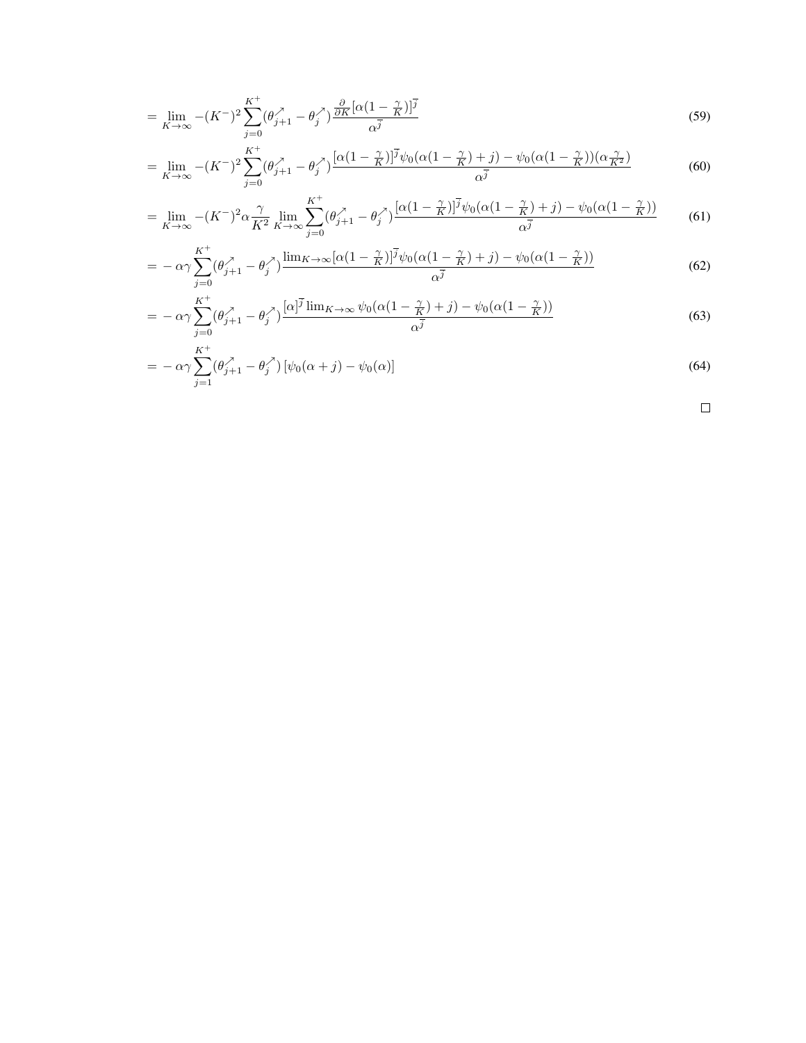$$= \lim_{K\to\infty} -(K^-)^2 \sum_{j=0}^{K^+} (\theta^{\nearrow}_{j+1} - \theta^{\nearrow}_{j}) \frac{\frac{\partial}{\partial K}[\alpha(1-\frac{\gamma}{K})]^{\overline{j}}}{\alpha^{\overline{j}}} \tag{59}$$

$$= \lim_{K\to\infty} -(K^-)^2 \sum_{j=0}^{K^+} (\theta^{\nearrow}_{j+1} - \theta^{\nearrow}_{j}) \frac{[\alpha(1-\frac{\gamma}{K})]^{\overline{j}} \psi_0(\alpha(1-\frac{\gamma}{K})+j) - \psi_0(\alpha(1-\frac{\gamma}{K}))(\alpha\frac{\gamma}{K^2})}{\alpha^{\overline{j}}} \tag{60}$$

$$= \lim_{K\to\infty} -(K^-)^2 \alpha \frac{\gamma}{K^2} \lim_{K\to\infty} \sum_{j=0}^{K^+} (\theta^{\nearrow}_{j+1} - \theta^{\nearrow}_{j}) \frac{[\alpha(1-\frac{\gamma}{K})]^{\overline{j}} \psi_0(\alpha(1-\frac{\gamma}{K})+j) - \psi_0(\alpha(1-\frac{\gamma}{K}))}{\alpha^{\overline{j}}} \tag{61}$$

$$= -\alpha\gamma \sum_{j=0}^{K^+} (\theta^{\nearrow}_{j+1} - \theta^{\nearrow}_{j}) \frac{\lim_{K\to\infty}[\alpha(1-\frac{\gamma}{K})]^{\overline{j}} \psi_0(\alpha(1-\frac{\gamma}{K})+j) - \psi_0(\alpha(1-\frac{\gamma}{K}))}{\alpha^{\overline{j}}} \tag{62}$$

$$= -\alpha\gamma \sum_{j=0}^{K^+} (\theta^{\nearrow}_{j+1} - \theta^{\nearrow}_{j}) \frac{[\alpha]^{\overline{j}} \lim_{K\to\infty} \psi_0(\alpha(1-\frac{\gamma}{K})+j) - \psi_0(\alpha(1-\frac{\gamma}{K}))}{\alpha^{\overline{j}}} \tag{63}$$

$$= -\alpha\gamma \sum_{j=1}^{K^+} (\theta^{\nearrow}_{j+1} - \theta^{\nearrow}_{j}) \left[\psi_0(\alpha+j) - \psi_0(\alpha)\right] \tag{64}$$

□